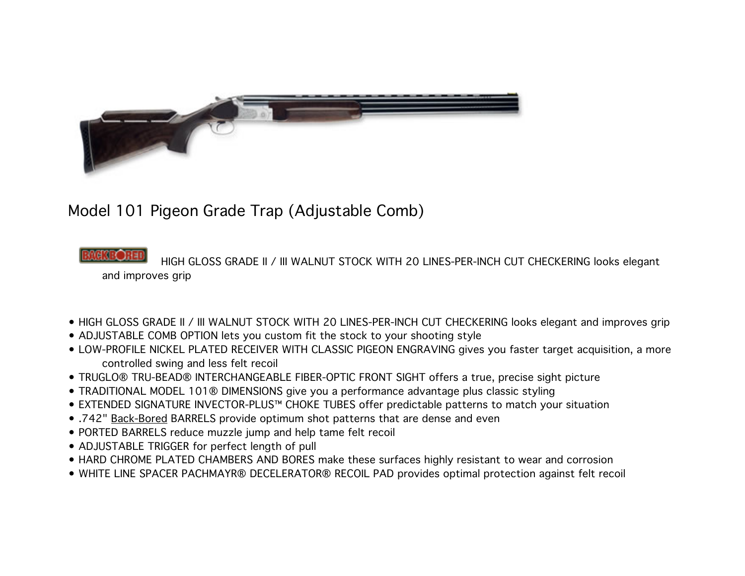## Model 101 Pigeon Grade Trap (Adjustable Comb)

BACKBORED HIGH GLOSS GRADE II / III WALNUT STOCK WITH 20 LINES-PER-INCH CUT CHECKERING looks elegant and improves grip

- HIGH GLOSS GRADE II / III WALNUT STOCK WITH 20 LINES-PER-INCH CUT CHECKERING looks elegant and improves grip
- ADJUSTABLE COMB OPTION lets you custom fit the stock to your shooting style
- LOW-PROFILE NICKEL PLATED RECEIVER WITH CLASSIC PIGEON ENGRAVING gives you faster target acquisition, a more controlled swing and less felt recoil
- TRUGLO® TRU-BEAD® INTERCHANGEABLE FIBER-OPTIC FRONT SIGHT offers a true, precise sight picture
- TRADITIONAL MODEL 101® DIMENSIONS give you a performance advantage plus classic styling
- EXTENDED SIGNATURE INVECTOR-PLUS™ CHOKE TUBES offer predictable patterns to match your situation
- .742" Back-Bored BARRELS provide optimum shot patterns that are dense and even
- PORTED BARRELS reduce muzzle jump and help tame felt recoil
- ADJUSTABLE TRIGGER for perfect length of pull
- HARD CHROME PLATED CHAMBERS AND BORES make these surfaces highly resistant to wear and corrosion
- WHITE LINE SPACER PACHMAYR® DECELERATOR® RECOIL PAD provides optimal protection against felt recoil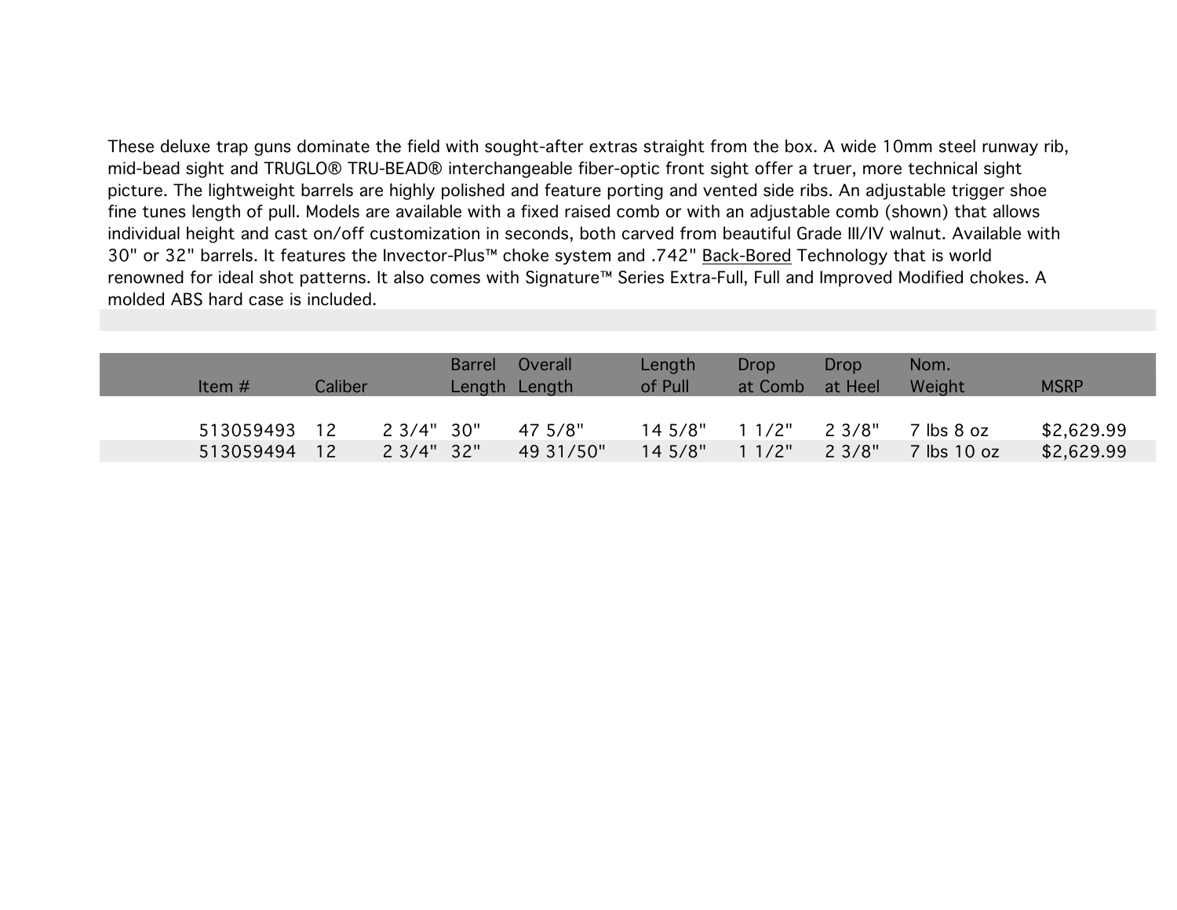These deluxe trap guns dominate the field with sought-after extras straight from the box. A wide 10mm steel runway rib, mid-bead sight and TRUGLO® TRU-BEAD® interchangeable fiber-optic front sight offer a truer, more technical sight picture. The lightweight barrels are highly polished and feature porting and vented side ribs. An adjustable trigger shoe fine tunes length of pull. Models are available with a fixed raised comb or with an adjustable comb (shown) that allows individual height and cast on/off customization in seconds, both carved from beautiful Grade III/IV walnut. Available with 30" or 32" barrels. It features the Invector-Plus™ choke system and .742" Back-Bored Technology that is world renowned for ideal shot patterns. It also comes with Signature™ Series Extra-Full, Full and Improved Modified chokes. A molded ABS hard case is included.

| Item # | Caliber | | Barrel Length | Overall Length | Length of Pull | Drop at Comb | Drop at Heel | Nom. Weight | MSRP |
|---|---|---|---|---|---|---|---|---|---|
| 513059493 | 12 | 2 3/4" | 30" | 47 5/8" | 14 5/8" | 1 1/2" | 2 3/8" | 7 lbs 8 oz | $2,629.99 |
| 513059494 | 12 | 2 3/4" | 32" | 49 31/50" | 14 5/8" | 1 1/2" | 2 3/8" | 7 lbs 10 oz | $2,629.99 |